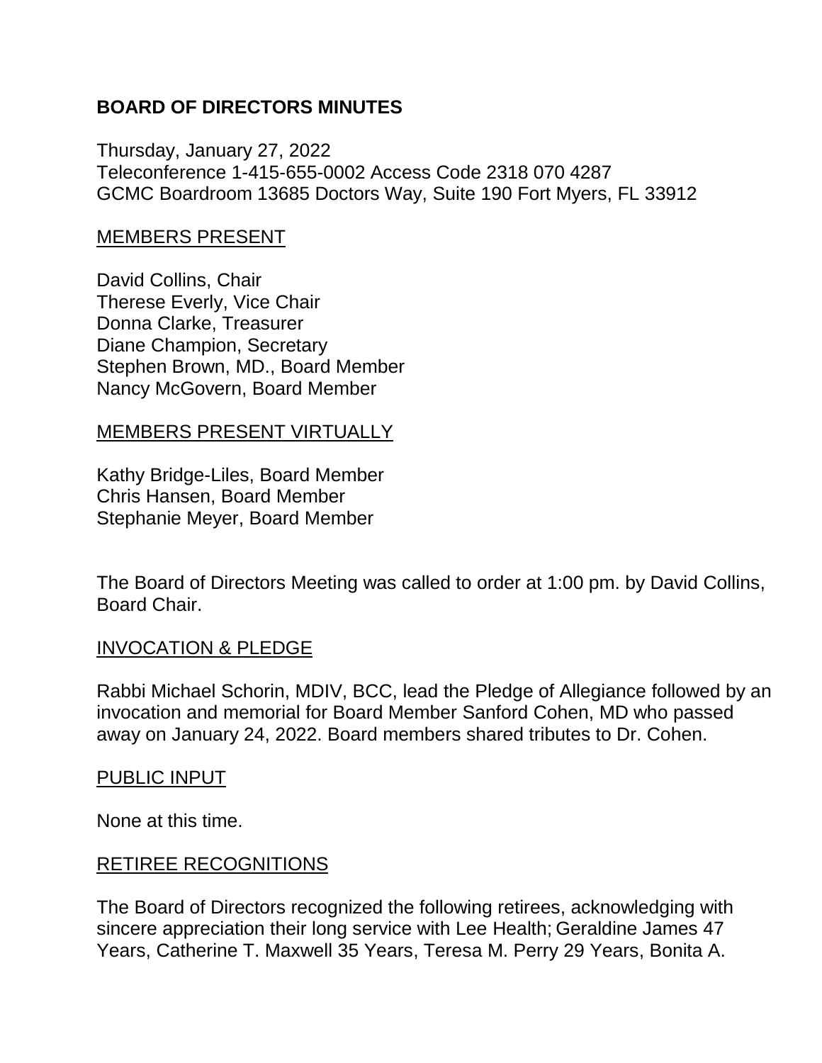# BOARD OF DIRECTORS MINUTES

Thursday, January 27, 2022
Teleconference 1-415-655-0002 Access Code 2318 070 4287
GCMC Boardroom 13685 Doctors Way, Suite 190 Fort Myers, FL 33912

## MEMBERS PRESENT

David Collins, Chair
Therese Everly, Vice Chair
Donna Clarke, Treasurer
Diane Champion, Secretary
Stephen Brown, MD., Board Member
Nancy McGovern, Board Member

## MEMBERS PRESENT VIRTUALLY

Kathy Bridge-Liles, Board Member
Chris Hansen, Board Member
Stephanie Meyer, Board Member

The Board of Directors Meeting was called to order at 1:00 pm. by David Collins, Board Chair.

## INVOCATION & PLEDGE

Rabbi Michael Schorin, MDIV, BCC, lead the Pledge of Allegiance followed by an invocation and memorial for Board Member Sanford Cohen, MD who passed away on January 24, 2022. Board members shared tributes to Dr. Cohen.

## PUBLIC INPUT

None at this time.

## RETIREE RECOGNITIONS

The Board of Directors recognized the following retirees, acknowledging with sincere appreciation their long service with Lee Health; Geraldine James 47 Years, Catherine T. Maxwell 35 Years, Teresa M. Perry 29 Years, Bonita A.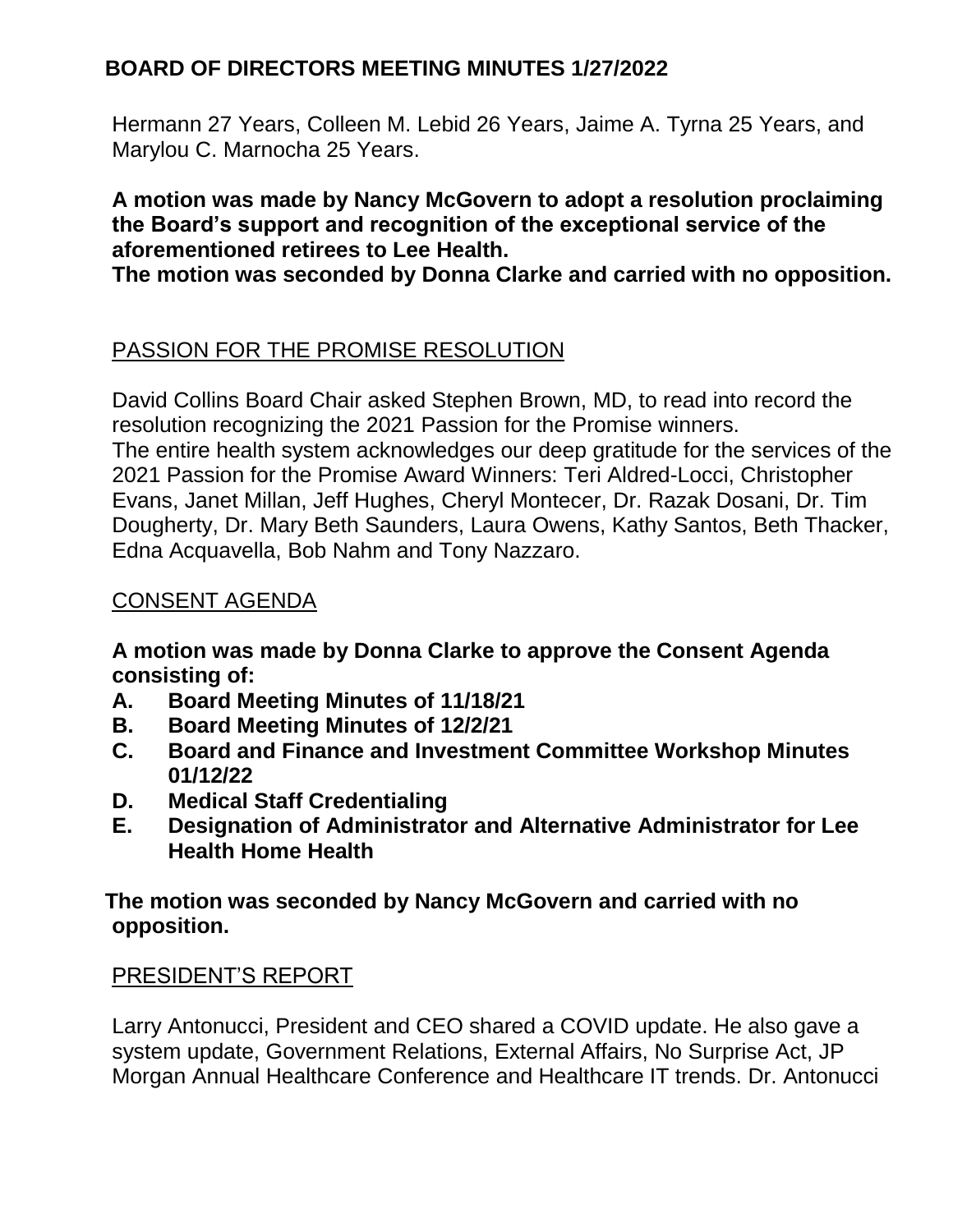Hermann 27 Years, Colleen M. Lebid 26 Years, Jaime A. Tyrna 25 Years, and Marylou C. Marnocha 25 Years.

**A motion was made by Nancy McGovern to adopt a resolution proclaiming the Board's support and recognition of the exceptional service of the aforementioned retirees to Lee Health.**
**The motion was seconded by Donna Clarke and carried with no opposition.**

## PASSION FOR THE PROMISE RESOLUTION

David Collins Board Chair asked Stephen Brown, MD, to read into record the resolution recognizing the 2021 Passion for the Promise winners.
The entire health system acknowledges our deep gratitude for the services of the 2021 Passion for the Promise Award Winners: Teri Aldred-Locci, Christopher Evans, Janet Millan, Jeff Hughes, Cheryl Montecer, Dr. Razak Dosani, Dr. Tim Dougherty, Dr. Mary Beth Saunders, Laura Owens, Kathy Santos, Beth Thacker, Edna Acquavella, Bob Nahm and Tony Nazzaro.

## CONSENT AGENDA

**A motion was made by Donna Clarke to approve the Consent Agenda consisting of:**

- **A. Board Meeting Minutes of 11/18/21**
- **B. Board Meeting Minutes of 12/2/21**
- **C. Board and Finance and Investment Committee Workshop Minutes 01/12/22**
- **D. Medical Staff Credentialing**
- **E. Designation of Administrator and Alternative Administrator for Lee Health Home Health**

**The motion was seconded by Nancy McGovern and carried with no opposition.**

## PRESIDENT'S REPORT

Larry Antonucci, President and CEO shared a COVID update. He also gave a system update, Government Relations, External Affairs, No Surprise Act, JP Morgan Annual Healthcare Conference and Healthcare IT trends. Dr. Antonucci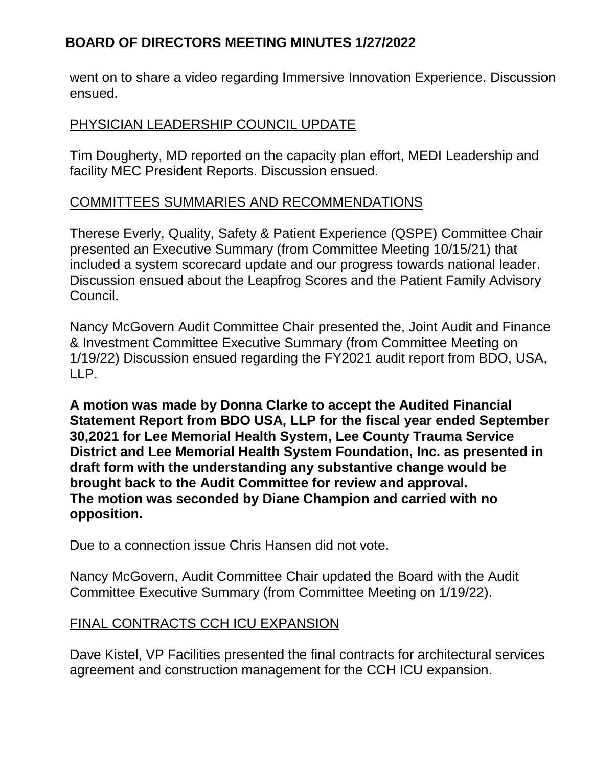went on to share a video regarding Immersive Innovation Experience. Discussion ensued.

## PHYSICIAN LEADERSHIP COUNCIL UPDATE

Tim Dougherty, MD reported on the capacity plan effort, MEDI Leadership and facility MEC President Reports. Discussion ensued.

## COMMITTEES SUMMARIES AND RECOMMENDATIONS

Therese Everly, Quality, Safety & Patient Experience (QSPE) Committee Chair presented an Executive Summary (from Committee Meeting 10/15/21) that included a system scorecard update and our progress towards national leader. Discussion ensued about the Leapfrog Scores and the Patient Family Advisory Council.

Nancy McGovern Audit Committee Chair presented the, Joint Audit and Finance & Investment Committee Executive Summary (from Committee Meeting on 1/19/22) Discussion ensued regarding the FY2021 audit report from BDO, USA, LLP.

**A motion was made by Donna Clarke to accept the Audited Financial Statement Report from BDO USA, LLP for the fiscal year ended September 30,2021 for Lee Memorial Health System, Lee County Trauma Service District and Lee Memorial Health System Foundation, Inc. as presented in draft form with the understanding any substantive change would be brought back to the Audit Committee for review and approval.**
**The motion was seconded by Diane Champion and carried with no opposition.**

Due to a connection issue Chris Hansen did not vote.

Nancy McGovern, Audit Committee Chair updated the Board with the Audit Committee Executive Summary (from Committee Meeting on 1/19/22).

## FINAL CONTRACTS CCH ICU EXPANSION

Dave Kistel, VP Facilities presented the final contracts for architectural services agreement and construction management for the CCH ICU expansion.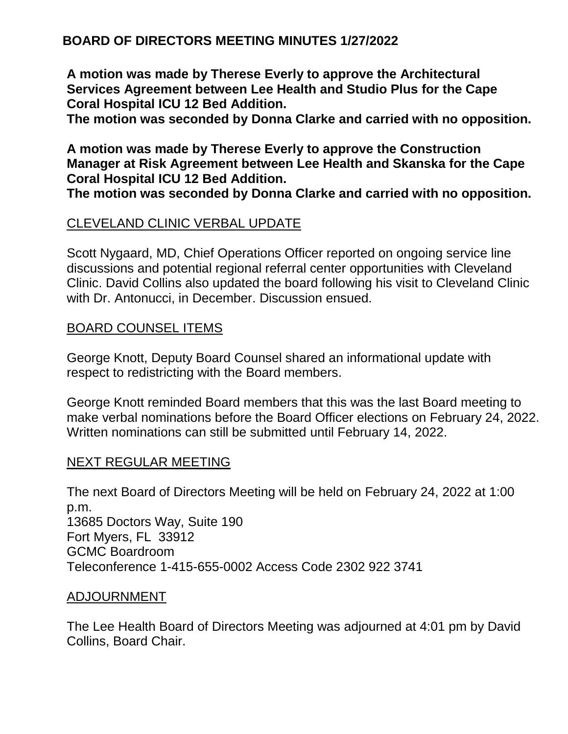**BOARD OF DIRECTORS MEETING MINUTES 1/27/2022**

**A motion was made by Therese Everly to approve the Architectural Services Agreement between Lee Health and Studio Plus for the Cape Coral Hospital ICU 12 Bed Addition.**
**The motion was seconded by Donna Clarke and carried with no opposition.**

**A motion was made by Therese Everly to approve the Construction Manager at Risk Agreement between Lee Health and Skanska for the Cape Coral Hospital ICU 12 Bed Addition.**
**The motion was seconded by Donna Clarke and carried with no opposition.**

## CLEVELAND CLINIC VERBAL UPDATE

Scott Nygaard, MD, Chief Operations Officer reported on ongoing service line discussions and potential regional referral center opportunities with Cleveland Clinic. David Collins also updated the board following his visit to Cleveland Clinic with Dr. Antonucci, in December. Discussion ensued.

## BOARD COUNSEL ITEMS

George Knott, Deputy Board Counsel shared an informational update with respect to redistricting with the Board members.

George Knott reminded Board members that this was the last Board meeting to make verbal nominations before the Board Officer elections on February 24, 2022. Written nominations can still be submitted until February 14, 2022.

## NEXT REGULAR MEETING

The next Board of Directors Meeting will be held on February 24, 2022 at 1:00 p.m.
13685 Doctors Way, Suite 190
Fort Myers, FL 33912
GCMC Boardroom
Teleconference 1-415-655-0002 Access Code 2302 922 3741

## ADJOURNMENT

The Lee Health Board of Directors Meeting was adjourned at 4:01 pm by David Collins, Board Chair.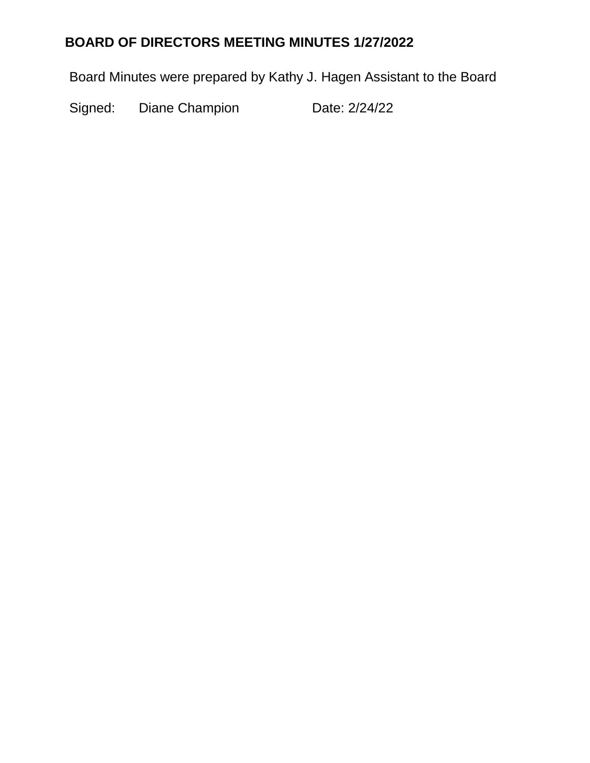**BOARD OF DIRECTORS MEETING MINUTES 1/27/2022**

Board Minutes were prepared by Kathy J. Hagen Assistant to the Board

Signed: Diane Champion Date: 2/24/22